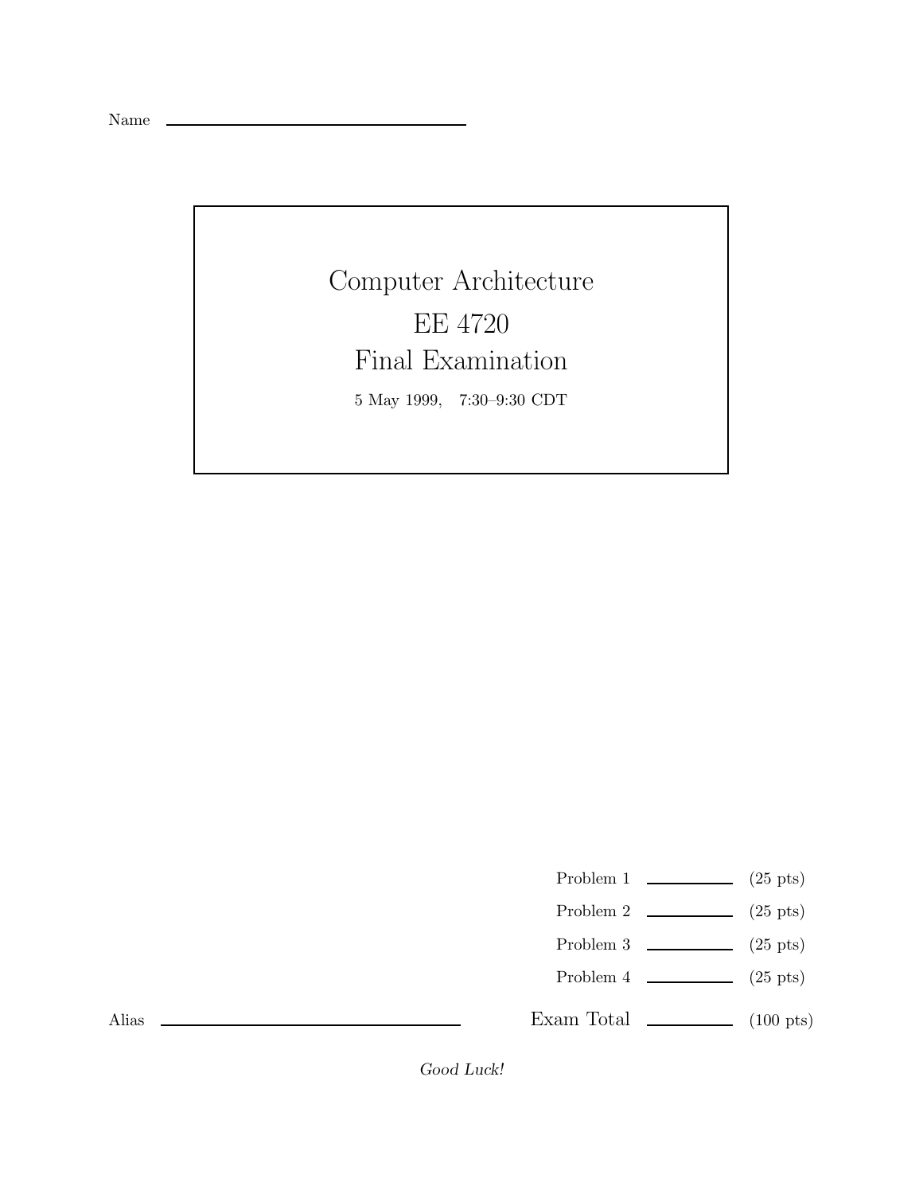Name ______________________________

# Computer Architecture

# EE 4720

# Final Examination

5 May 1999, 7:30–9:30 CDT

| | | |
|---|---|---|
| Problem 1 | ________ | (25 pts) |
| Problem 2 | ________ | (25 pts) |
| Problem 3 | ________ | (25 pts) |
| Problem 4 | ________ | (25 pts) |
| Exam Total | ________ | (100 pts) |

Alias ______________________________

*Good Luck!*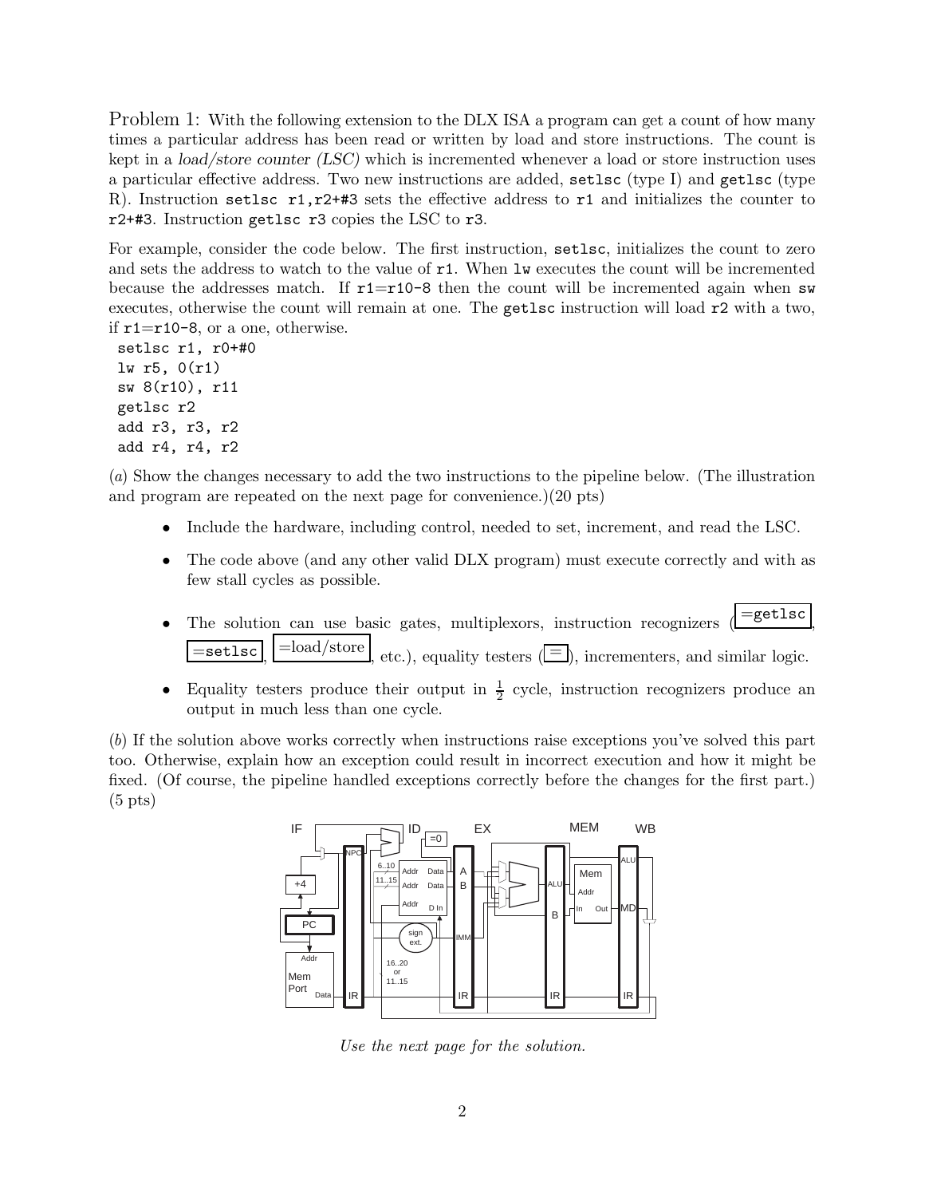Problem 1: With the following extension to the DLX ISA a program can get a count of how many times a particular address has been read or written by load and store instructions. The count is kept in a *load/store counter (LSC)* which is incremented whenever a load or store instruction uses a particular effective address. Two new instructions are added, `setlsc` (type I) and `getlsc` (type R). Instruction `setlsc r1,r2+#3` sets the effective address to `r1` and initializes the counter to `r2+#3`. Instruction `getlsc r3` copies the LSC to `r3`.

For example, consider the code below. The first instruction, `setlsc`, initializes the count to zero and sets the address to watch to the value of `r1`. When `lw` executes the count will be incremented because the addresses match. If `r1=r10-8` then the count will be incremented again when `sw` executes, otherwise the count will remain at one. The `getlsc` instruction will load `r2` with a two, if `r1=r10-8`, or a one, otherwise.

```
setlsc r1, r0+#0
lw r5, 0(r1)
sw 8(r10), r11
getlsc r2
add r3, r3, r2
add r4, r4, r2
```

(*a*) Show the changes necessary to add the two instructions to the pipeline below. (The illustration and program are repeated on the next page for convenience.)(20 pts)

- Include the hardware, including control, needed to set, increment, and read the LSC.
- The code above (and any other valid DLX program) must execute correctly and with as few stall cycles as possible.
- The solution can use basic gates, multiplexors, instruction recognizers (=`getlsc`, =`setlsc`, =load/store, etc.), equality testers (=), incrementers, and similar logic.
- Equality testers produce their output in $\frac{1}{2}$ cycle, instruction recognizers produce an output in much less than one cycle.

(*b*) If the solution above works correctly when instructions raise exceptions you've solved this part too. Otherwise, explain how an exception could result in incorrect execution and how it might be fixed. (Of course, the pipeline handled exceptions correctly before the changes for the first part.) (5 pts)

*Use the next page for the solution.*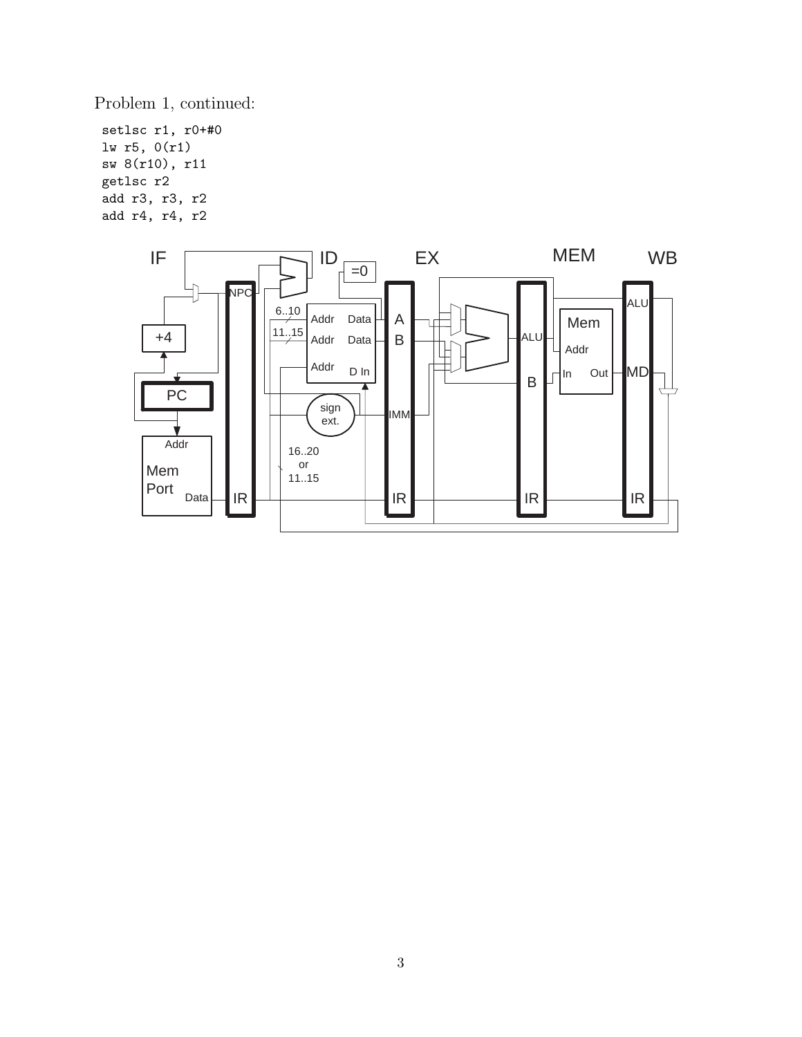Problem 1, continued:

```
setlsc r1, r0+#0
lw r5, 0(r1)
sw 8(r10), r11
getlsc r2
add r3, r3, r2
add r4, r4, r2
```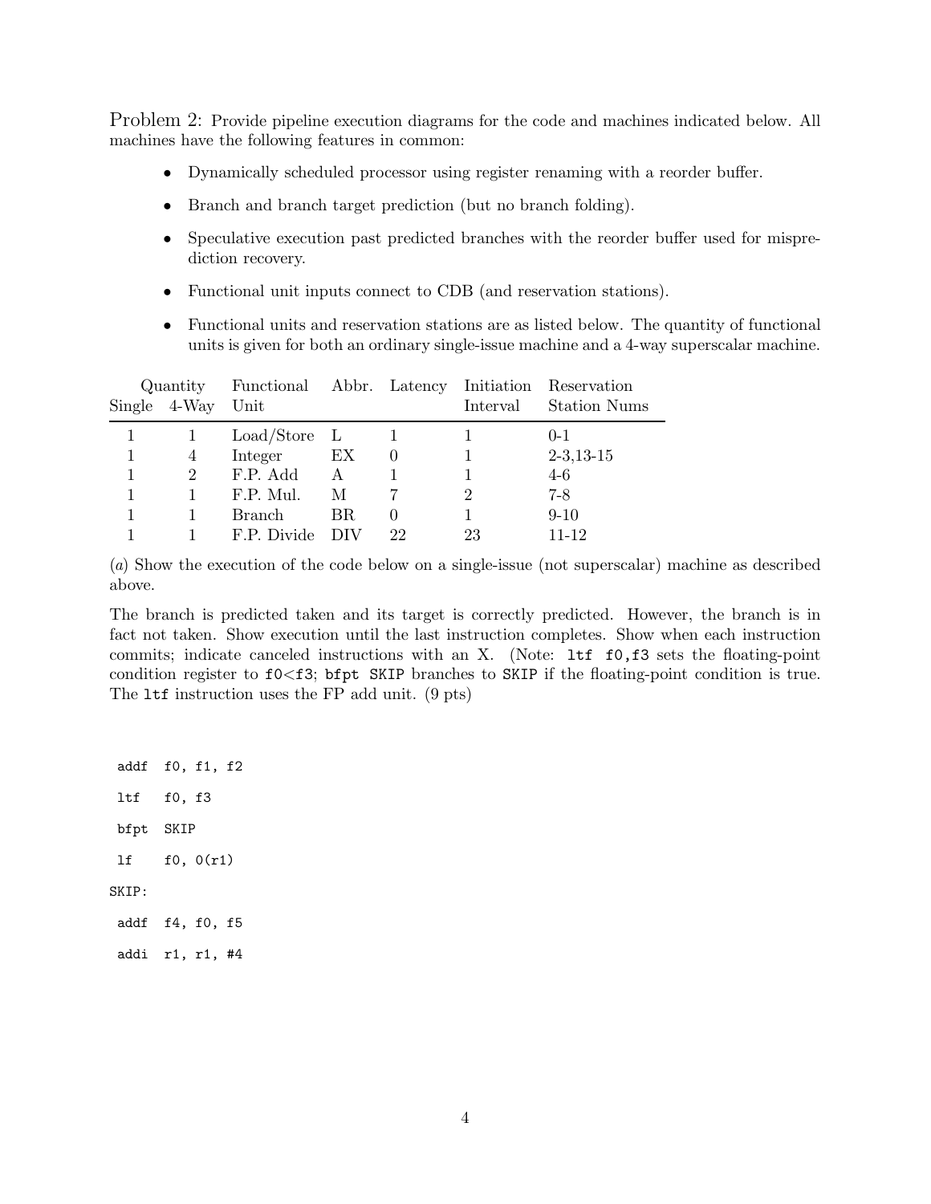Problem 2: Provide pipeline execution diagrams for the code and machines indicated below. All machines have the following features in common:

- Dynamically scheduled processor using register renaming with a reorder buffer.
- Branch and branch target prediction (but no branch folding).
- Speculative execution past predicted branches with the reorder buffer used for misprediction recovery.
- Functional unit inputs connect to CDB (and reservation stations).
- Functional units and reservation stations are as listed below. The quantity of functional units is given for both an ordinary single-issue machine and a 4-way superscalar machine.

| Quantity Single | Quantity 4-Way | Functional Unit | Abbr. | Latency | Initiation Interval | Reservation Station Nums |
|---|---|---|---|---|---|---|
| 1 | 1 | Load/Store | L | 1 | 1 | 0-1 |
| 1 | 4 | Integer | EX | 0 | 1 | 2-3,13-15 |
| 1 | 2 | F.P. Add | A | 1 | 1 | 4-6 |
| 1 | 1 | F.P. Mul. | M | 7 | 2 | 7-8 |
| 1 | 1 | Branch | BR | 0 | 1 | 9-10 |
| 1 | 1 | F.P. Divide | DIV | 22 | 23 | 11-12 |

(*a*) Show the execution of the code below on a single-issue (not superscalar) machine as described above.

The branch is predicted taken and its target is correctly predicted. However, the branch is in fact not taken. Show execution until the last instruction completes. Show when each instruction commits; indicate canceled instructions with an X. (Note: `ltf f0,f3` sets the floating-point condition register to f0<f3; `bfpt SKIP` branches to `SKIP` if the floating-point condition is true. The `ltf` instruction uses the FP add unit. (9 pts)

```
 addf  f0, f1, f2
 ltf   f0, f3
 bfpt  SKIP
 lf    f0, 0(r1)
SKIP:
 addf  f4, f0, f5
 addi  r1, r1, #4
```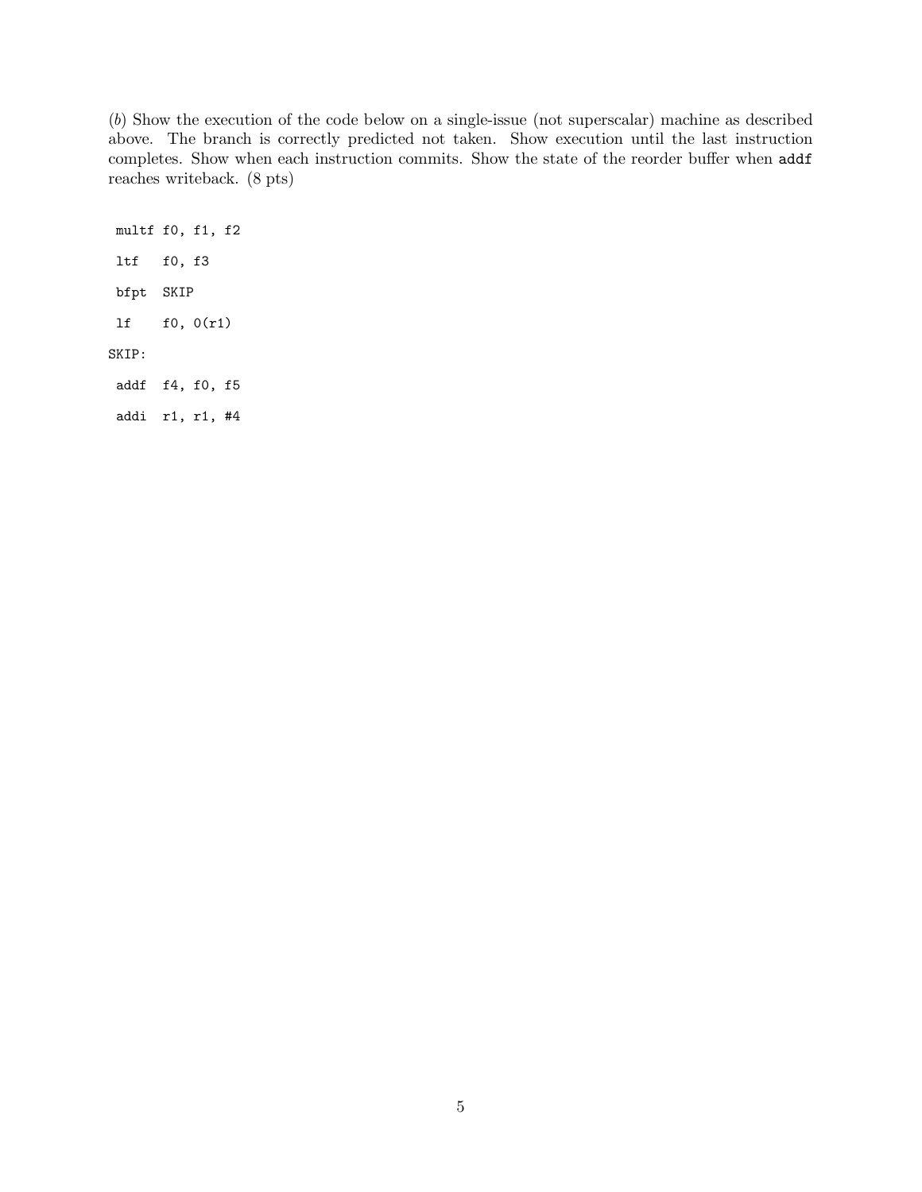(*b*) Show the execution of the code below on a single-issue (not superscalar) machine as described above. The branch is correctly predicted not taken. Show execution until the last instruction completes. Show when each instruction commits. Show the state of the reorder buffer when `addf` reaches writeback. (8 pts)

```
 multf f0, f1, f2
 ltf   f0, f3
 bfpt  SKIP
 lf    f0, 0(r1)
SKIP:
 addf  f4, f0, f5
 addi  r1, r1, #4
```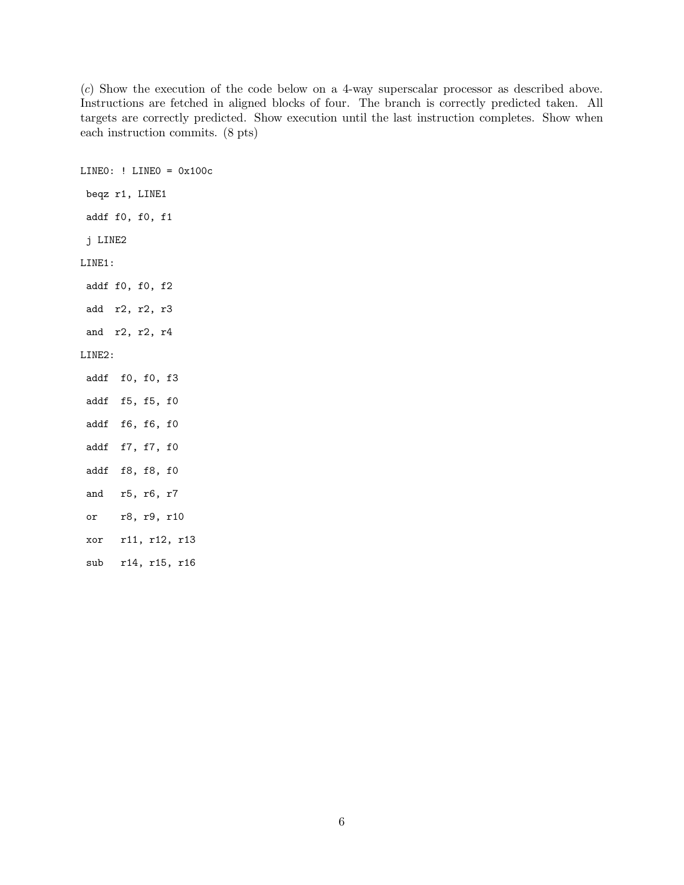(*c*) Show the execution of the code below on a 4-way superscalar processor as described above. Instructions are fetched in aligned blocks of four. The branch is correctly predicted taken. All targets are correctly predicted. Show execution until the last instruction completes. Show when each instruction commits. (8 pts)

```
LINE0: ! LINE0 = 0x100c
 beqz r1, LINE1
 addf f0, f0, f1
 j LINE2
LINE1:
 addf f0, f0, f2
 add  r2, r2, r3
 and  r2, r2, r4
LINE2:
 addf  f0, f0, f3
 addf  f5, f5, f0
 addf  f6, f6, f0
 addf  f7, f7, f0
 addf  f8, f8, f0
 and   r5, r6, r7
 or    r8, r9, r10
 xor   r11, r12, r13
 sub   r14, r15, r16
```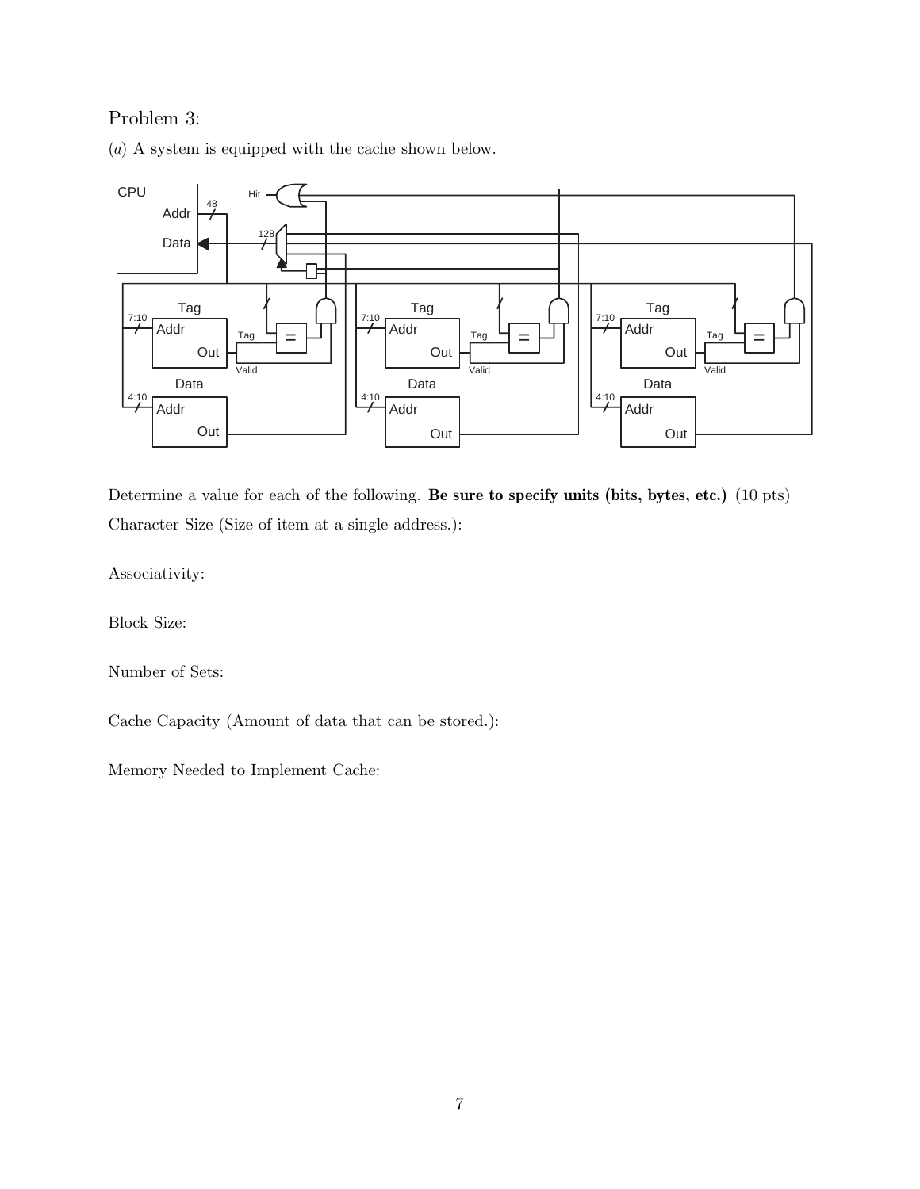Problem 3:

(*a*) A system is equipped with the cache shown below.

CPU

Addr 48

Data 128

Hit

Tag 7:10 Addr Out Tag Valid =

Data 4:10 Addr Out

Tag 7:10 Addr Out Tag Valid =

Data 4:10 Addr Out

Tag 7:10 Addr Out Tag Valid =

Data 4:10 Addr Out

Determine a value for each of the following. **Be sure to specify units (bits, bytes, etc.)** (10 pts)

Character Size (Size of item at a single address.):

Associativity:

Block Size:

Number of Sets:

Cache Capacity (Amount of data that can be stored.):

Memory Needed to Implement Cache: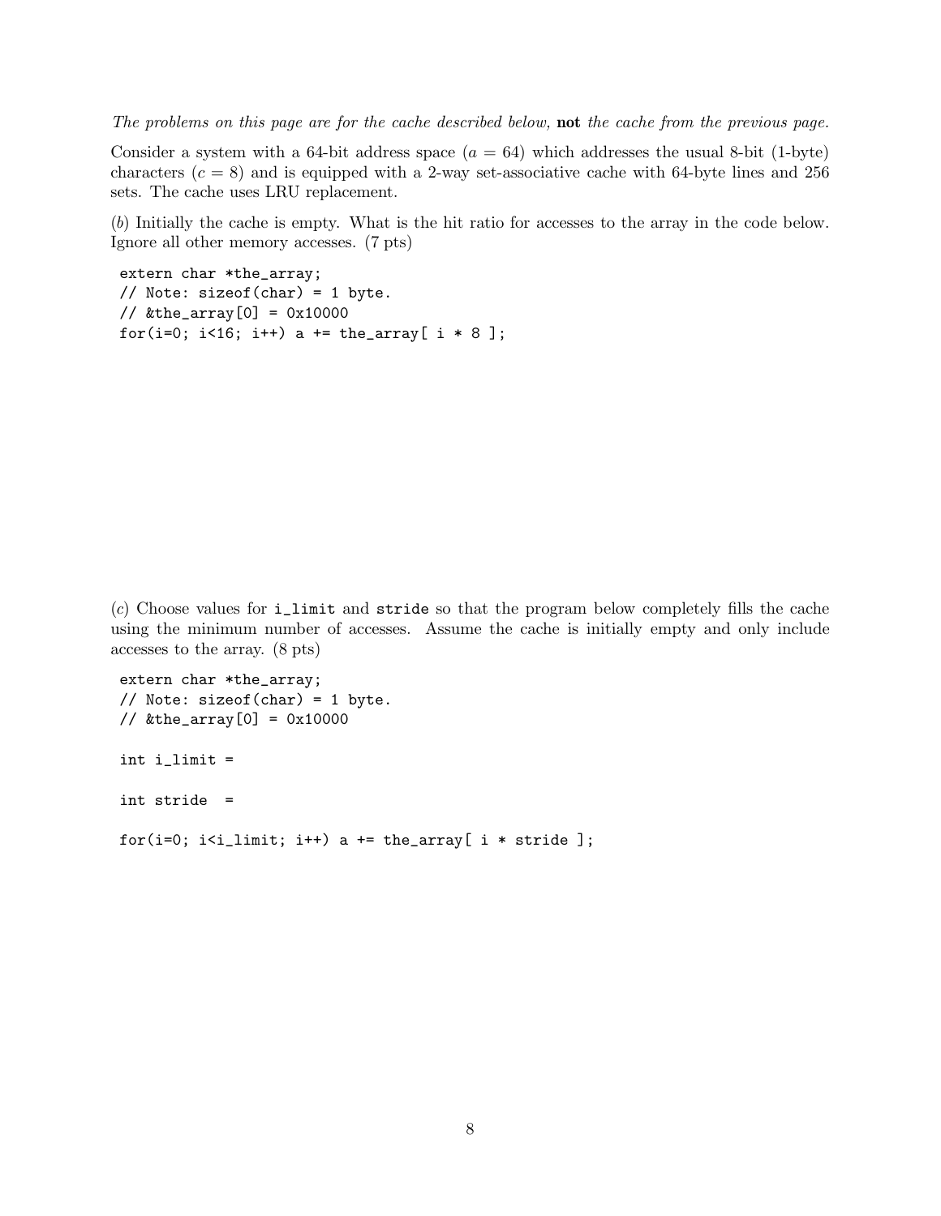*The problems on this page are for the cache described below,* **not** *the cache from the previous page.*

Consider a system with a 64-bit address space ($a = 64$) which addresses the usual 8-bit (1-byte) characters ($c = 8$) and is equipped with a 2-way set-associative cache with 64-byte lines and 256 sets. The cache uses LRU replacement.

(*b*) Initially the cache is empty. What is the hit ratio for accesses to the array in the code below. Ignore all other memory accesses. (7 pts)

```
extern char *the_array;
// Note: sizeof(char) = 1 byte.
// &the_array[0] = 0x10000
for(i=0; i<16; i++) a += the_array[ i * 8 ];
```

(*c*) Choose values for `i_limit` and `stride` so that the program below completely fills the cache using the minimum number of accesses. Assume the cache is initially empty and only include accesses to the array. (8 pts)

```
extern char *the_array;
// Note: sizeof(char) = 1 byte.
// &the_array[0] = 0x10000

int i_limit =

int stride  =

for(i=0; i<i_limit; i++) a += the_array[ i * stride ];
```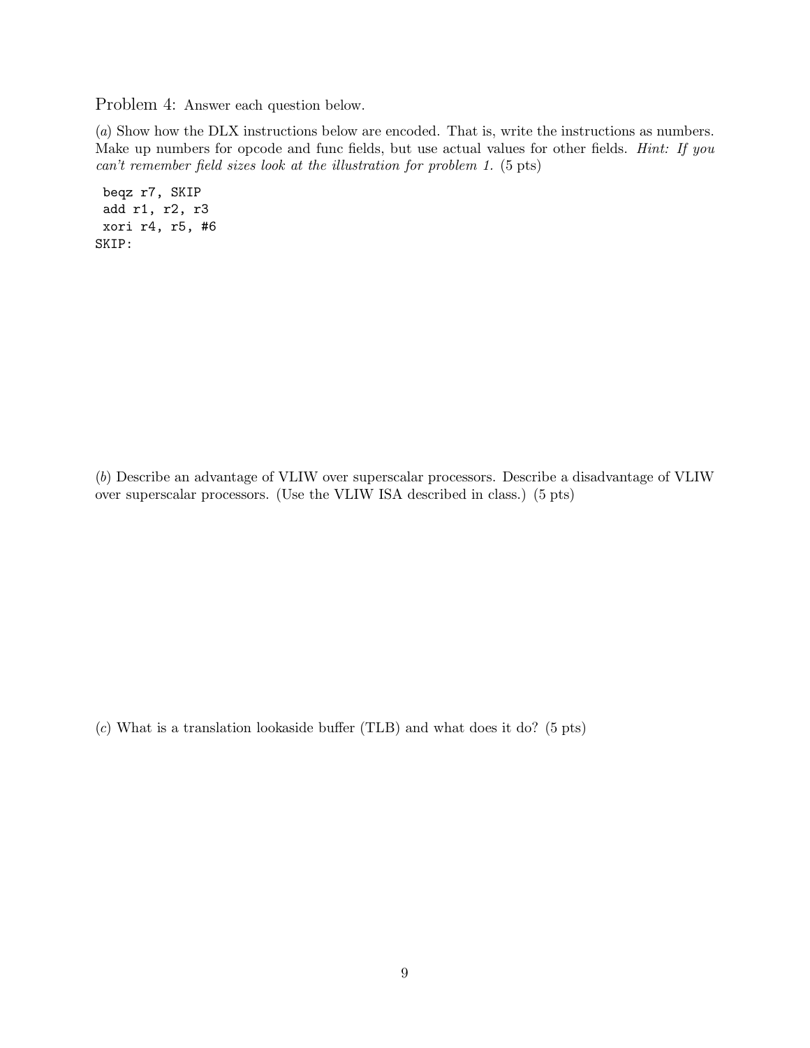Problem 4: Answer each question below.

(*a*) Show how the DLX instructions below are encoded. That is, write the instructions as numbers. Make up numbers for opcode and func fields, but use actual values for other fields. *Hint: If you can't remember field sizes look at the illustration for problem 1.* (5 pts)

```
 beqz r7, SKIP
 add r1, r2, r3
 xori r4, r5, #6
SKIP:
```

(*b*) Describe an advantage of VLIW over superscalar processors. Describe a disadvantage of VLIW over superscalar processors. (Use the VLIW ISA described in class.) (5 pts)

(*c*) What is a translation lookaside buffer (TLB) and what does it do? (5 pts)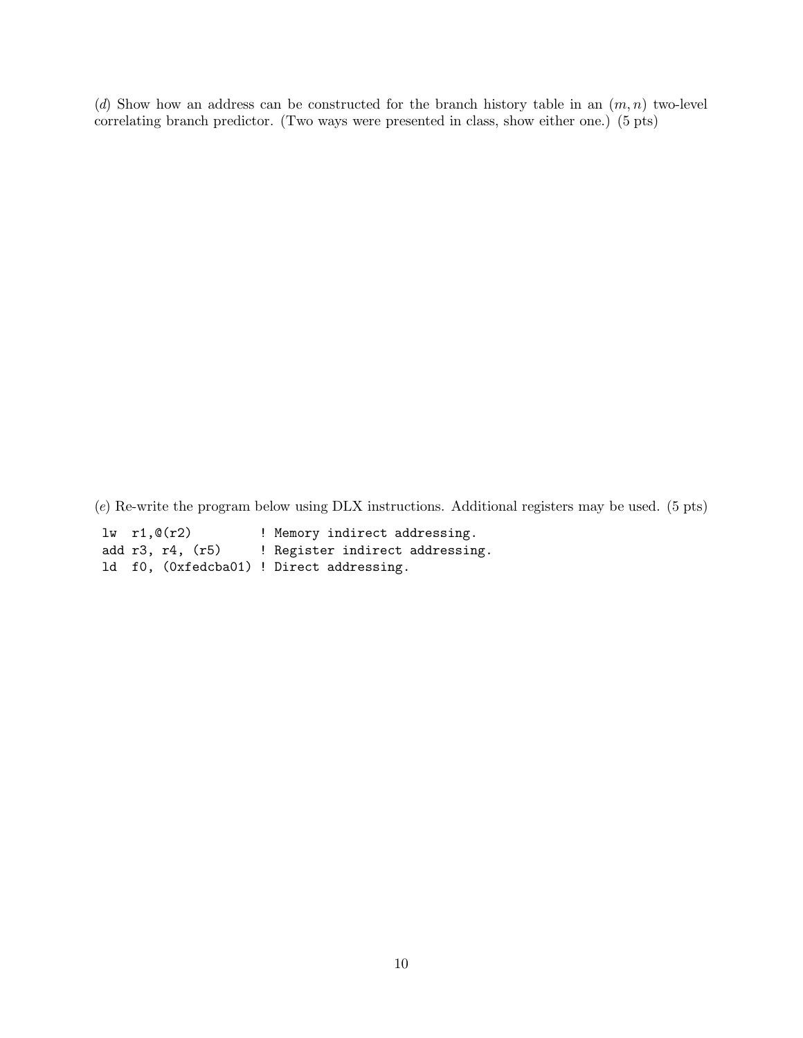(*d*) Show how an address can be constructed for the branch history table in an $(m, n)$ two-level correlating branch predictor. (Two ways were presented in class, show either one.) (5 pts)

(*e*) Re-write the program below using DLX instructions. Additional registers may be used. (5 pts)

```
lw  r1,@(r2)         ! Memory indirect addressing.
add r3, r4, (r5)     ! Register indirect addressing.
ld  f0, (0xfedcba01) ! Direct addressing.
```